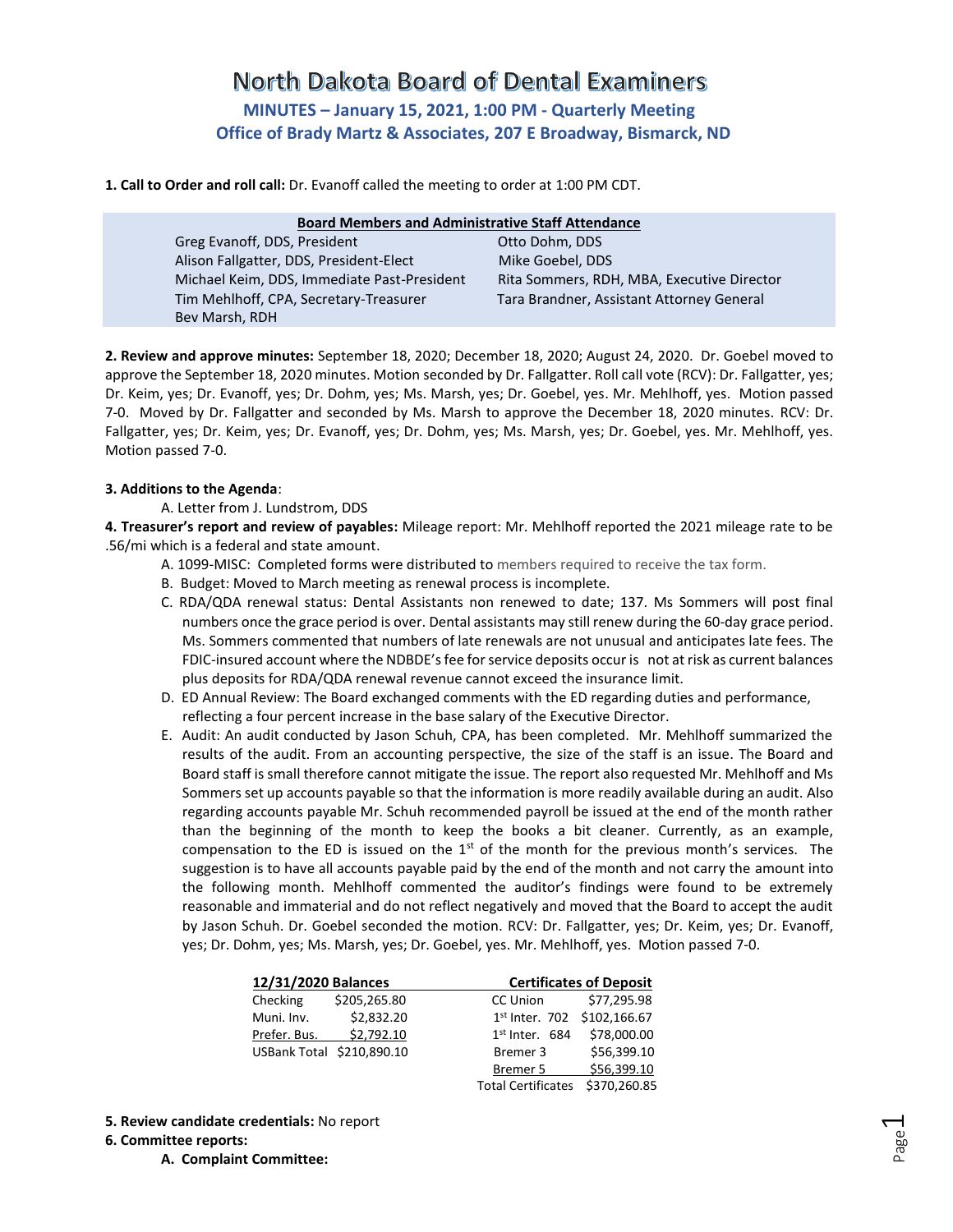# North Dakota Board of Dental Examiners

## MINUTES – January 15, 2021, 1:00 PM - Quarterly Meeting
## Office of Brady Martz & Associates, 207 E Broadway, Bismarck, ND

**1. Call to Order and roll call:** Dr. Evanoff called the meeting to order at 1:00 PM CDT.

| Board Members and Administrative Staff Attendance | |
|---|---|
| Greg Evanoff, DDS, President | Otto Dohm, DDS |
| Alison Fallgatter, DDS, President-Elect | Mike Goebel, DDS |
| Michael Keim, DDS, Immediate Past-President | Rita Sommers, RDH, MBA, Executive Director |
| Tim Mehlhoff, CPA, Secretary-Treasurer | Tara Brandner, Assistant Attorney General |
| Bev Marsh, RDH | |

**2. Review and approve minutes:** September 18, 2020; December 18, 2020; August 24, 2020. Dr. Goebel moved to approve the September 18, 2020 minutes. Motion seconded by Dr. Fallgatter. Roll call vote (RCV): Dr. Fallgatter, yes; Dr. Keim, yes; Dr. Evanoff, yes; Dr. Dohm, yes; Ms. Marsh, yes; Dr. Goebel, yes. Mr. Mehlhoff, yes. Motion passed 7-0. Moved by Dr. Fallgatter and seconded by Ms. Marsh to approve the December 18, 2020 minutes. RCV: Dr. Fallgatter, yes; Dr. Keim, yes; Dr. Evanoff, yes; Dr. Dohm, yes; Ms. Marsh, yes; Dr. Goebel, yes. Mr. Mehlhoff, yes. Motion passed 7-0.

**3. Additions to the Agenda**:

A. Letter from J. Lundstrom, DDS

**4. Treasurer's report and review of payables:** Mileage report: Mr. Mehlhoff reported the 2021 mileage rate to be .56/mi which is a federal and state amount.

A. 1099-MISC: Completed forms were distributed to members required to receive the tax form.

B. Budget: Moved to March meeting as renewal process is incomplete.

C. RDA/QDA renewal status: Dental Assistants non renewed to date; 137. Ms Sommers will post final numbers once the grace period is over. Dental assistants may still renew during the 60-day grace period. Ms. Sommers commented that numbers of late renewals are not unusual and anticipates late fees. The FDIC-insured account where the NDBDE's fee for service deposits occur is not at risk as current balances plus deposits for RDA/QDA renewal revenue cannot exceed the insurance limit.

D. ED Annual Review: The Board exchanged comments with the ED regarding duties and performance, reflecting a four percent increase in the base salary of the Executive Director.

E. Audit: An audit conducted by Jason Schuh, CPA, has been completed. Mr. Mehlhoff summarized the results of the audit. From an accounting perspective, the size of the staff is an issue. The Board and Board staff is small therefore cannot mitigate the issue. The report also requested Mr. Mehlhoff and Ms Sommers set up accounts payable so that the information is more readily available during an audit. Also regarding accounts payable Mr. Schuh recommended payroll be issued at the end of the month rather than the beginning of the month to keep the books a bit cleaner. Currently, as an example, compensation to the ED is issued on the 1st of the month for the previous month's services. The suggestion is to have all accounts payable paid by the end of the month and not carry the amount into the following month. Mehlhoff commented the auditor's findings were found to be extremely reasonable and immaterial and do not reflect negatively and moved that the Board to accept the audit by Jason Schuh. Dr. Goebel seconded the motion. RCV: Dr. Fallgatter, yes; Dr. Keim, yes; Dr. Evanoff, yes; Dr. Dohm, yes; Ms. Marsh, yes; Dr. Goebel, yes. Mr. Mehlhoff, yes. Motion passed 7-0.

| 12/31/2020 Balances | | Certificates of Deposit | |
|---|---|---|---|
| Checking | $205,265.80 | CC Union | $77,295.98 |
| Muni. Inv. | $2,832.20 | 1st Inter. 702 | $102,166.67 |
| Prefer. Bus. | $2,792.10 | 1st Inter. 684 | $78,000.00 |
| USBank Total | $210,890.10 | Bremer 3 | $56,399.10 |
| | | Bremer 5 | $56,399.10 |
| | | Total Certificates | $370,260.85 |

**5. Review candidate credentials:** No report

**6. Committee reports:**

**A. Complaint Committee:**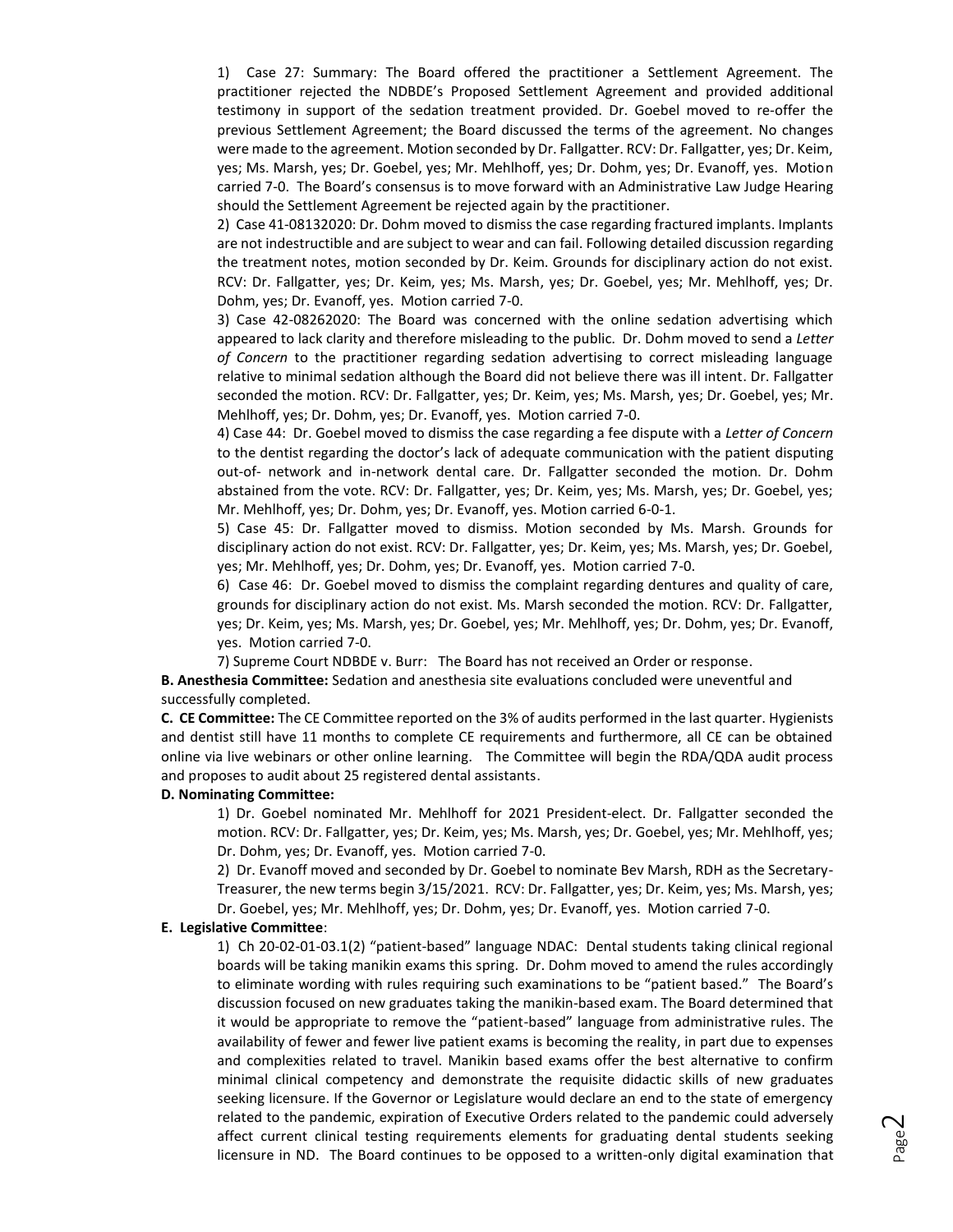1) Case 27: Summary: The Board offered the practitioner a Settlement Agreement. The practitioner rejected the NDBDE's Proposed Settlement Agreement and provided additional testimony in support of the sedation treatment provided. Dr. Goebel moved to re-offer the previous Settlement Agreement; the Board discussed the terms of the agreement. No changes were made to the agreement. Motion seconded by Dr. Fallgatter. RCV: Dr. Fallgatter, yes; Dr. Keim, yes; Ms. Marsh, yes; Dr. Goebel, yes; Mr. Mehlhoff, yes; Dr. Dohm, yes; Dr. Evanoff, yes. Motion carried 7-0. The Board's consensus is to move forward with an Administrative Law Judge Hearing should the Settlement Agreement be rejected again by the practitioner.

2) Case 41-08132020: Dr. Dohm moved to dismiss the case regarding fractured implants. Implants are not indestructible and are subject to wear and can fail. Following detailed discussion regarding the treatment notes, motion seconded by Dr. Keim. Grounds for disciplinary action do not exist. RCV: Dr. Fallgatter, yes; Dr. Keim, yes; Ms. Marsh, yes; Dr. Goebel, yes; Mr. Mehlhoff, yes; Dr. Dohm, yes; Dr. Evanoff, yes. Motion carried 7-0.

3) Case 42-08262020: The Board was concerned with the online sedation advertising which appeared to lack clarity and therefore misleading to the public. Dr. Dohm moved to send a *Letter of Concern* to the practitioner regarding sedation advertising to correct misleading language relative to minimal sedation although the Board did not believe there was ill intent. Dr. Fallgatter seconded the motion. RCV: Dr. Fallgatter, yes; Dr. Keim, yes; Ms. Marsh, yes; Dr. Goebel, yes; Mr. Mehlhoff, yes; Dr. Dohm, yes; Dr. Evanoff, yes. Motion carried 7-0.

4) Case 44: Dr. Goebel moved to dismiss the case regarding a fee dispute with a *Letter of Concern* to the dentist regarding the doctor's lack of adequate communication with the patient disputing out-of- network and in-network dental care. Dr. Fallgatter seconded the motion. Dr. Dohm abstained from the vote. RCV: Dr. Fallgatter, yes; Dr. Keim, yes; Ms. Marsh, yes; Dr. Goebel, yes; Mr. Mehlhoff, yes; Dr. Dohm, yes; Dr. Evanoff, yes. Motion carried 6-0-1.

5) Case 45: Dr. Fallgatter moved to dismiss. Motion seconded by Ms. Marsh. Grounds for disciplinary action do not exist. RCV: Dr. Fallgatter, yes; Dr. Keim, yes; Ms. Marsh, yes; Dr. Goebel, yes; Mr. Mehlhoff, yes; Dr. Dohm, yes; Dr. Evanoff, yes. Motion carried 7-0.

6) Case 46: Dr. Goebel moved to dismiss the complaint regarding dentures and quality of care, grounds for disciplinary action do not exist. Ms. Marsh seconded the motion. RCV: Dr. Fallgatter, yes; Dr. Keim, yes; Ms. Marsh, yes; Dr. Goebel, yes; Mr. Mehlhoff, yes; Dr. Dohm, yes; Dr. Evanoff, yes. Motion carried 7-0.

7) Supreme Court NDBDE v. Burr: The Board has not received an Order or response.

**B. Anesthesia Committee:** Sedation and anesthesia site evaluations concluded were uneventful and successfully completed.

**C. CE Committee:** The CE Committee reported on the 3% of audits performed in the last quarter. Hygienists and dentist still have 11 months to complete CE requirements and furthermore, all CE can be obtained online via live webinars or other online learning. The Committee will begin the RDA/QDA audit process and proposes to audit about 25 registered dental assistants.

**D. Nominating Committee:**

1) Dr. Goebel nominated Mr. Mehlhoff for 2021 President-elect. Dr. Fallgatter seconded the motion. RCV: Dr. Fallgatter, yes; Dr. Keim, yes; Ms. Marsh, yes; Dr. Goebel, yes; Mr. Mehlhoff, yes; Dr. Dohm, yes; Dr. Evanoff, yes. Motion carried 7-0.

2) Dr. Evanoff moved and seconded by Dr. Goebel to nominate Bev Marsh, RDH as the Secretary-Treasurer, the new terms begin 3/15/2021. RCV: Dr. Fallgatter, yes; Dr. Keim, yes; Ms. Marsh, yes; Dr. Goebel, yes; Mr. Mehlhoff, yes; Dr. Dohm, yes; Dr. Evanoff, yes. Motion carried 7-0.

**E. Legislative Committee**:

1) Ch 20-02-01-03.1(2) "patient-based" language NDAC: Dental students taking clinical regional boards will be taking manikin exams this spring. Dr. Dohm moved to amend the rules accordingly to eliminate wording with rules requiring such examinations to be "patient based." The Board's discussion focused on new graduates taking the manikin-based exam. The Board determined that it would be appropriate to remove the "patient-based" language from administrative rules. The availability of fewer and fewer live patient exams is becoming the reality, in part due to expenses and complexities related to travel. Manikin based exams offer the best alternative to confirm minimal clinical competency and demonstrate the requisite didactic skills of new graduates seeking licensure. If the Governor or Legislature would declare an end to the state of emergency related to the pandemic, expiration of Executive Orders related to the pandemic could adversely affect current clinical testing requirements elements for graduating dental students seeking licensure in ND. The Board continues to be opposed to a written-only digital examination that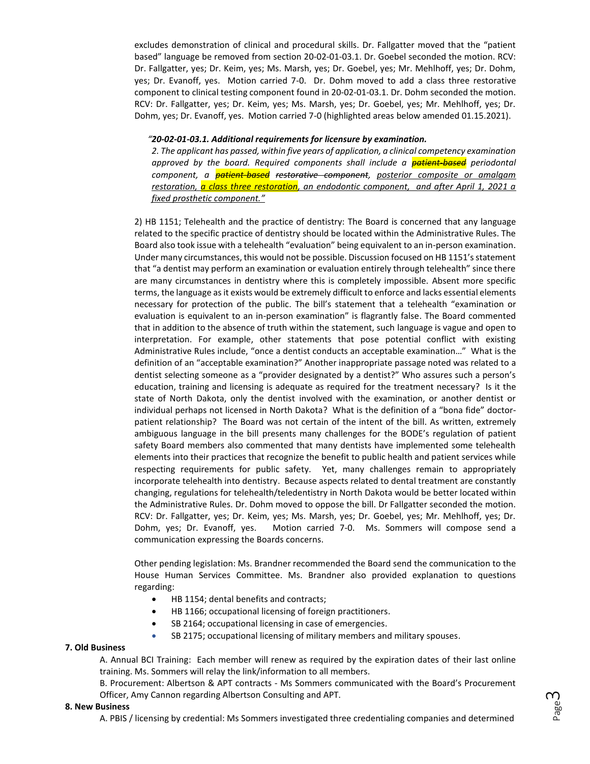excludes demonstration of clinical and procedural skills. Dr. Fallgatter moved that the "patient based" language be removed from section 20-02-01-03.1. Dr. Goebel seconded the motion. RCV: Dr. Fallgatter, yes; Dr. Keim, yes; Ms. Marsh, yes; Dr. Goebel, yes; Mr. Mehlhoff, yes; Dr. Dohm, yes; Dr. Evanoff, yes. Motion carried 7-0. Dr. Dohm moved to add a class three restorative component to clinical testing component found in 20-02-01-03.1. Dr. Dohm seconded the motion. RCV: Dr. Fallgatter, yes; Dr. Keim, yes; Ms. Marsh, yes; Dr. Goebel, yes; Mr. Mehlhoff, yes; Dr. Dohm, yes; Dr. Evanoff, yes. Motion carried 7-0 (highlighted areas below amended 01.15.2021).

> *"**20-02-01-03.1. Additional requirements for licensure by examination.***
> *2. The applicant has passed, within five years of application, a clinical competency examination approved by the board. Required components shall include a ~~**patient-based**~~ periodontal component, a ~~**patient based**~~ ~~restorative component~~, <u>posterior composite or amalgam restoration, a class three restoration</u>, an endodontic component, <u>and after April 1, 2021 a fixed prosthetic component."</u>*

2) HB 1151; Telehealth and the practice of dentistry: The Board is concerned that any language related to the specific practice of dentistry should be located within the Administrative Rules. The Board also took issue with a telehealth "evaluation" being equivalent to an in-person examination. Under many circumstances, this would not be possible. Discussion focused on HB 1151's statement that "a dentist may perform an examination or evaluation entirely through telehealth" since there are many circumstances in dentistry where this is completely impossible. Absent more specific terms, the language as it exists would be extremely difficult to enforce and lacks essential elements necessary for protection of the public. The bill's statement that a telehealth "examination or evaluation is equivalent to an in-person examination" is flagrantly false. The Board commented that in addition to the absence of truth within the statement, such language is vague and open to interpretation. For example, other statements that pose potential conflict with existing Administrative Rules include, "once a dentist conducts an acceptable examination…" What is the definition of an "acceptable examination?" Another inappropriate passage noted was related to a dentist selecting someone as a "provider designated by a dentist?" Who assures such a person's education, training and licensing is adequate as required for the treatment necessary? Is it the state of North Dakota, only the dentist involved with the examination, or another dentist or individual perhaps not licensed in North Dakota? What is the definition of a "bona fide" doctor-patient relationship? The Board was not certain of the intent of the bill. As written, extremely ambiguous language in the bill presents many challenges for the BODE's regulation of patient safety Board members also commented that many dentists have implemented some telehealth elements into their practices that recognize the benefit to public health and patient services while respecting requirements for public safety. Yet, many challenges remain to appropriately incorporate telehealth into dentistry. Because aspects related to dental treatment are constantly changing, regulations for telehealth/teledentistry in North Dakota would be better located within the Administrative Rules. Dr. Dohm moved to oppose the bill. Dr Fallgatter seconded the motion. RCV: Dr. Fallgatter, yes; Dr. Keim, yes; Ms. Marsh, yes; Dr. Goebel, yes; Mr. Mehlhoff, yes; Dr. Dohm, yes; Dr. Evanoff, yes. Motion carried 7-0. Ms. Sommers will compose send a communication expressing the Boards concerns.

Other pending legislation: Ms. Brandner recommended the Board send the communication to the House Human Services Committee. Ms. Brandner also provided explanation to questions regarding:

- HB 1154; dental benefits and contracts;
- HB 1166; occupational licensing of foreign practitioners.
- SB 2164; occupational licensing in case of emergencies.
- SB 2175; occupational licensing of military members and military spouses.

**7. Old Business**

A. Annual BCI Training: Each member will renew as required by the expiration dates of their last online training. Ms. Sommers will relay the link/information to all members.

B. Procurement: Albertson & APT contracts - Ms Sommers communicated with the Board's Procurement Officer, Amy Cannon regarding Albertson Consulting and APT.

**8. New Business**

A. PBIS / licensing by credential: Ms Sommers investigated three credentialing companies and determined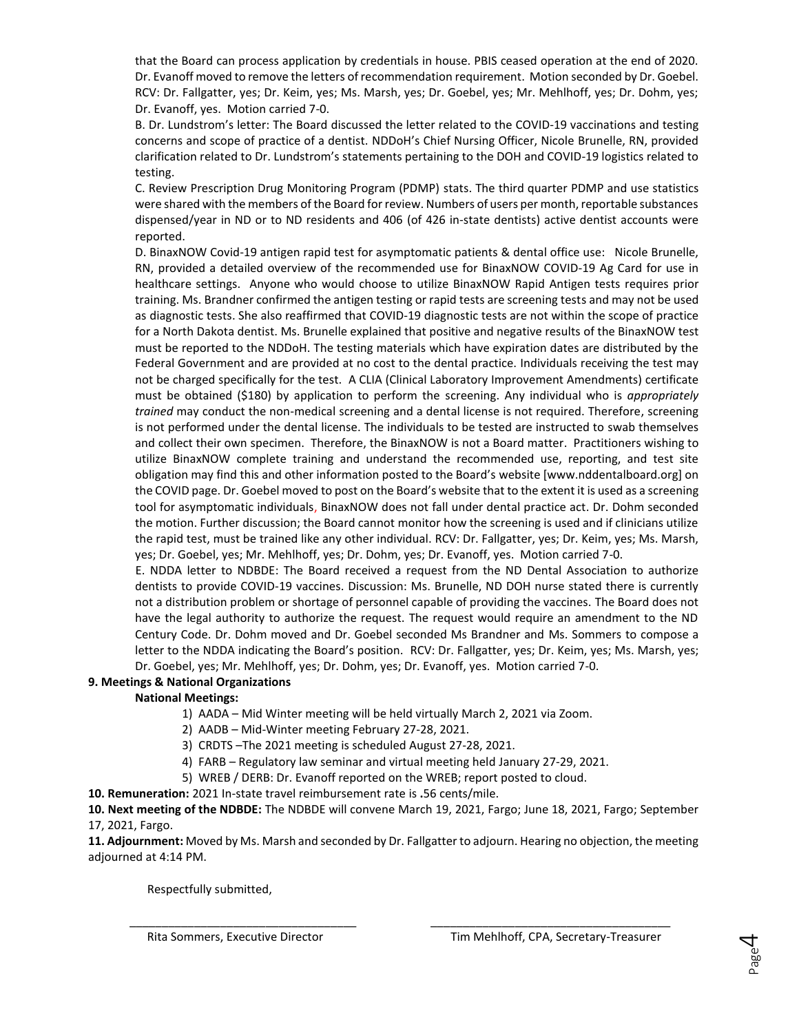that the Board can process application by credentials in house. PBIS ceased operation at the end of 2020. Dr. Evanoff moved to remove the letters of recommendation requirement. Motion seconded by Dr. Goebel. RCV: Dr. Fallgatter, yes; Dr. Keim, yes; Ms. Marsh, yes; Dr. Goebel, yes; Mr. Mehlhoff, yes; Dr. Dohm, yes; Dr. Evanoff, yes. Motion carried 7-0.

B. Dr. Lundstrom's letter: The Board discussed the letter related to the COVID-19 vaccinations and testing concerns and scope of practice of a dentist. NDDoH's Chief Nursing Officer, Nicole Brunelle, RN, provided clarification related to Dr. Lundstrom's statements pertaining to the DOH and COVID-19 logistics related to testing.

C. Review Prescription Drug Monitoring Program (PDMP) stats. The third quarter PDMP and use statistics were shared with the members of the Board for review. Numbers of users per month, reportable substances dispensed/year in ND or to ND residents and 406 (of 426 in-state dentists) active dentist accounts were reported.

D. BinaxNOW Covid-19 antigen rapid test for asymptomatic patients & dental office use: Nicole Brunelle, RN, provided a detailed overview of the recommended use for BinaxNOW COVID-19 Ag Card for use in healthcare settings. Anyone who would choose to utilize BinaxNOW Rapid Antigen tests requires prior training. Ms. Brandner confirmed the antigen testing or rapid tests are screening tests and may not be used as diagnostic tests. She also reaffirmed that COVID-19 diagnostic tests are not within the scope of practice for a North Dakota dentist. Ms. Brunelle explained that positive and negative results of the BinaxNOW test must be reported to the NDDoH. The testing materials which have expiration dates are distributed by the Federal Government and are provided at no cost to the dental practice. Individuals receiving the test may not be charged specifically for the test. A CLIA (Clinical Laboratory Improvement Amendments) certificate must be obtained ($180) by application to perform the screening. Any individual who is *appropriately trained* may conduct the non-medical screening and a dental license is not required. Therefore, screening is not performed under the dental license. The individuals to be tested are instructed to swab themselves and collect their own specimen. Therefore, the BinaxNOW is not a Board matter. Practitioners wishing to utilize BinaxNOW complete training and understand the recommended use, reporting, and test site obligation may find this and other information posted to the Board's website [www.nddentalboard.org] on the COVID page. Dr. Goebel moved to post on the Board's website that to the extent it is used as a screening tool for asymptomatic individuals, BinaxNOW does not fall under dental practice act. Dr. Dohm seconded the motion. Further discussion; the Board cannot monitor how the screening is used and if clinicians utilize the rapid test, must be trained like any other individual. RCV: Dr. Fallgatter, yes; Dr. Keim, yes; Ms. Marsh, yes; Dr. Goebel, yes; Mr. Mehlhoff, yes; Dr. Dohm, yes; Dr. Evanoff, yes. Motion carried 7-0.

E. NDDA letter to NDBDE: The Board received a request from the ND Dental Association to authorize dentists to provide COVID-19 vaccines. Discussion: Ms. Brunelle, ND DOH nurse stated there is currently not a distribution problem or shortage of personnel capable of providing the vaccines. The Board does not have the legal authority to authorize the request. The request would require an amendment to the ND Century Code. Dr. Dohm moved and Dr. Goebel seconded Ms Brandner and Ms. Sommers to compose a letter to the NDDA indicating the Board's position. RCV: Dr. Fallgatter, yes; Dr. Keim, yes; Ms. Marsh, yes; Dr. Goebel, yes; Mr. Mehlhoff, yes; Dr. Dohm, yes; Dr. Evanoff, yes. Motion carried 7-0.

**9. Meetings & National Organizations**

**National Meetings:**

1) AADA – Mid Winter meeting will be held virtually March 2, 2021 via Zoom.
2) AADB – Mid-Winter meeting February 27-28, 2021.
3) CRDTS –The 2021 meeting is scheduled August 27-28, 2021.
4) FARB – Regulatory law seminar and virtual meeting held January 27-29, 2021.
5) WREB / DERB: Dr. Evanoff reported on the WREB; report posted to cloud.

**10. Remuneration:** 2021 In-state travel reimbursement rate is **.**56 cents/mile.

**10. Next meeting of the NDBDE:** The NDBDE will convene March 19, 2021, Fargo; June 18, 2021, Fargo; September 17, 2021, Fargo.

**11. Adjournment:** Moved by Ms. Marsh and seconded by Dr. Fallgatter to adjourn. Hearing no objection, the meeting adjourned at 4:14 PM.

Respectfully submitted,

___________________________________ Rita Sommers, Executive Director

___________________________________ Tim Mehlhoff, CPA, Secretary-Treasurer